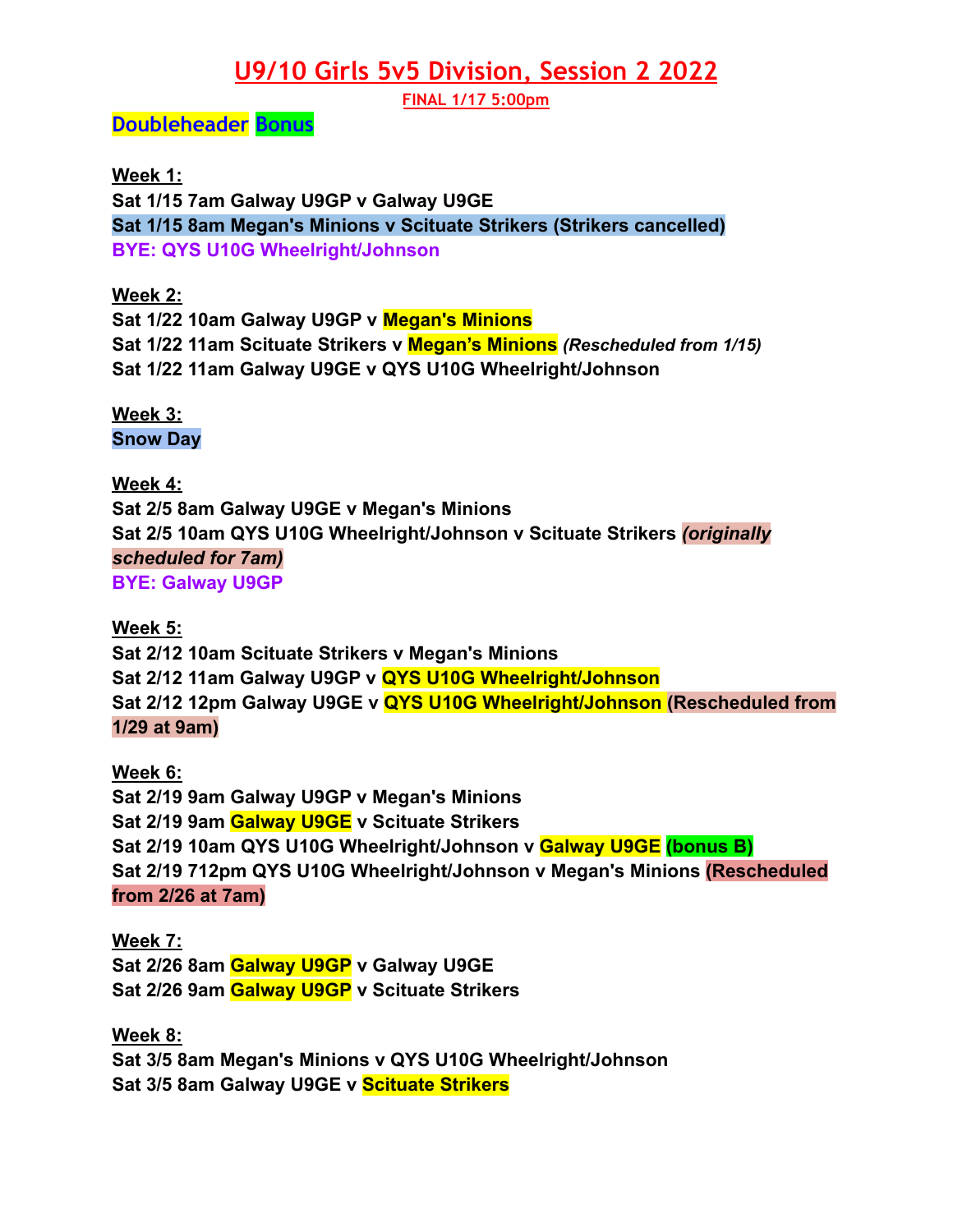# U9/10 Girls 5v5 Division, Session 2 2022

**FINAL 1/17 5:00pm**

**Doubleheader** **Bonus**

**Week 1:**

**Sat 1/15 7am Galway U9GP v Galway U9GE**

**Sat 1/15 8am Megan's Minions v Scituate Strikers (Strikers cancelled)**

**BYE: QYS U10G Wheelright/Johnson**

**Week 2:**

**Sat 1/22 10am Galway U9GP v Megan's Minions**

**Sat 1/22 11am Scituate Strikers v Megan's Minions** ***(Rescheduled from 1/15)***

**Sat 1/22 11am Galway U9GE v QYS U10G Wheelright/Johnson**

**Week 3:**

**Snow Day**

**Week 4:**

**Sat 2/5 8am Galway U9GE v Megan's Minions**

**Sat 2/5 10am QYS U10G Wheelright/Johnson v Scituate Strikers** ***(originally scheduled for 7am)***

**BYE: Galway U9GP**

**Week 5:**

**Sat 2/12 10am Scituate Strikers v Megan's Minions**

**Sat 2/12 11am Galway U9GP v QYS U10G Wheelright/Johnson**

**Sat 2/12 12pm Galway U9GE v QYS U10G Wheelright/Johnson (Rescheduled from 1/29 at 9am)**

**Week 6:**

**Sat 2/19 9am Galway U9GP v Megan's Minions**

**Sat 2/19 9am Galway U9GE v Scituate Strikers**

**Sat 2/19 10am QYS U10G Wheelright/Johnson v Galway U9GE (bonus B)**

**Sat 2/19 712pm QYS U10G Wheelright/Johnson v Megan's Minions (Rescheduled from 2/26 at 7am)**

**Week 7:**

**Sat 2/26 8am Galway U9GP v Galway U9GE**

**Sat 2/26 9am Galway U9GP v Scituate Strikers**

**Week 8:**

**Sat 3/5 8am Megan's Minions v QYS U10G Wheelright/Johnson**

**Sat 3/5 8am Galway U9GE v Scituate Strikers**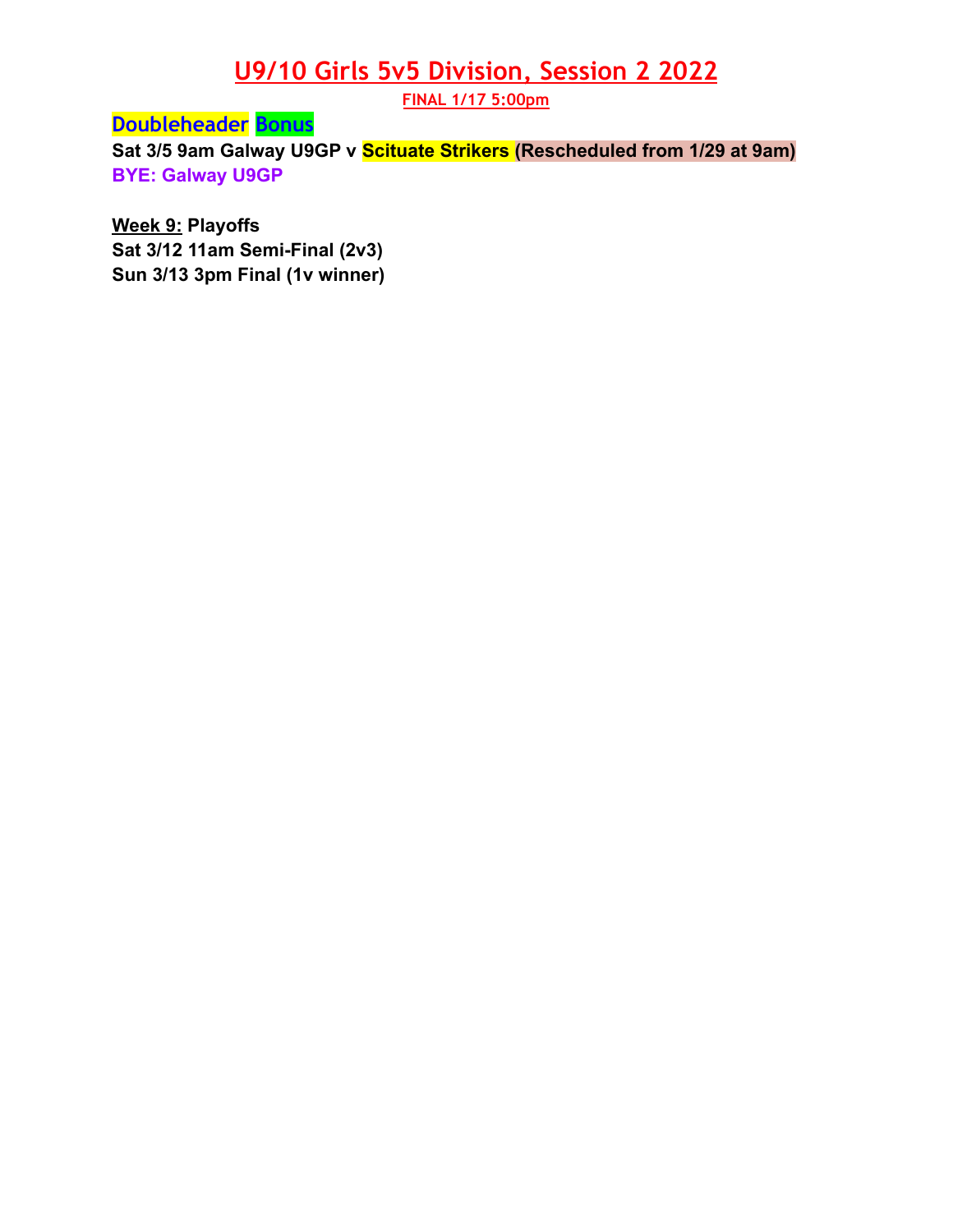# U9/10 Girls 5v5 Division, Session 2 2022

**FINAL 1/17 5:00pm**

**Doubleheader Bonus**

**Sat 3/5 9am Galway U9GP v Scituate Strikers (Rescheduled from 1/29 at 9am)**

**BYE: Galway U9GP**

**Week 9: Playoffs**

**Sat 3/12 11am Semi-Final (2v3)**

**Sun 3/13 3pm Final (1v winner)**